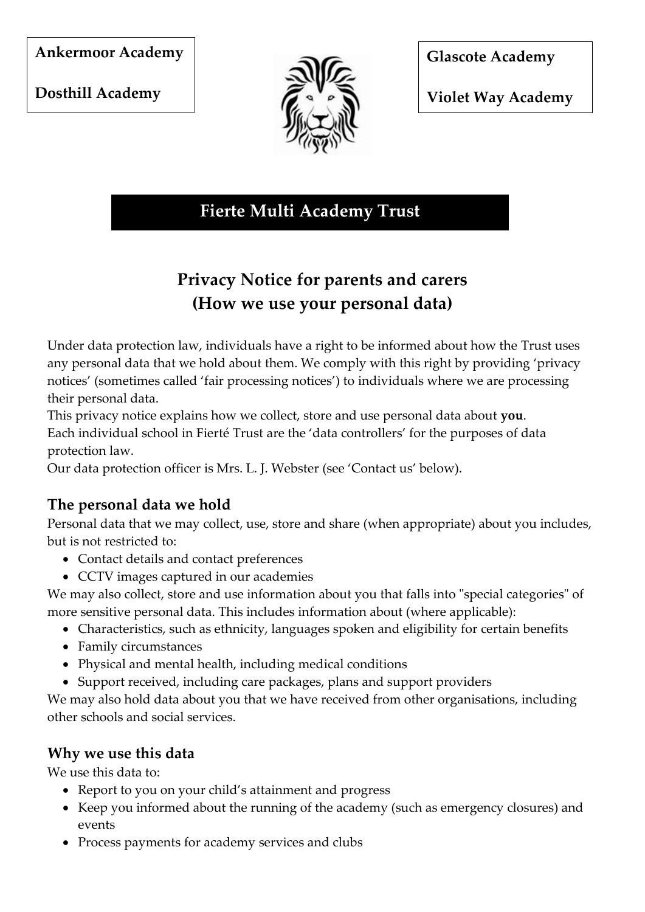**Ankermoor Academy**

**Dosthill Academy**

**Glascote Academy**

**Violet Way Academy**

# Fierte Multi Academy Trust

## Privacy Notice for parents and carers (How we use your personal data)

Under data protection law, individuals have a right to be informed about how the Trust uses any personal data that we hold about them. We comply with this right by providing 'privacy notices' (sometimes called 'fair processing notices') to individuals where we are processing their personal data.

This privacy notice explains how we collect, store and use personal data about **you**.

Each individual school in Fierté Trust are the 'data controllers' for the purposes of data protection law.

Our data protection officer is Mrs. L. J. Webster (see 'Contact us' below).

### The personal data we hold

Personal data that we may collect, use, store and share (when appropriate) about you includes, but is not restricted to:

- Contact details and contact preferences
- CCTV images captured in our academies

We may also collect, store and use information about you that falls into "special categories" of more sensitive personal data. This includes information about (where applicable):

- Characteristics, such as ethnicity, languages spoken and eligibility for certain benefits
- Family circumstances
- Physical and mental health, including medical conditions
- Support received, including care packages, plans and support providers

We may also hold data about you that we have received from other organisations, including other schools and social services.

### Why we use this data

We use this data to:

- Report to you on your child's attainment and progress
- Keep you informed about the running of the academy (such as emergency closures) and events
- Process payments for academy services and clubs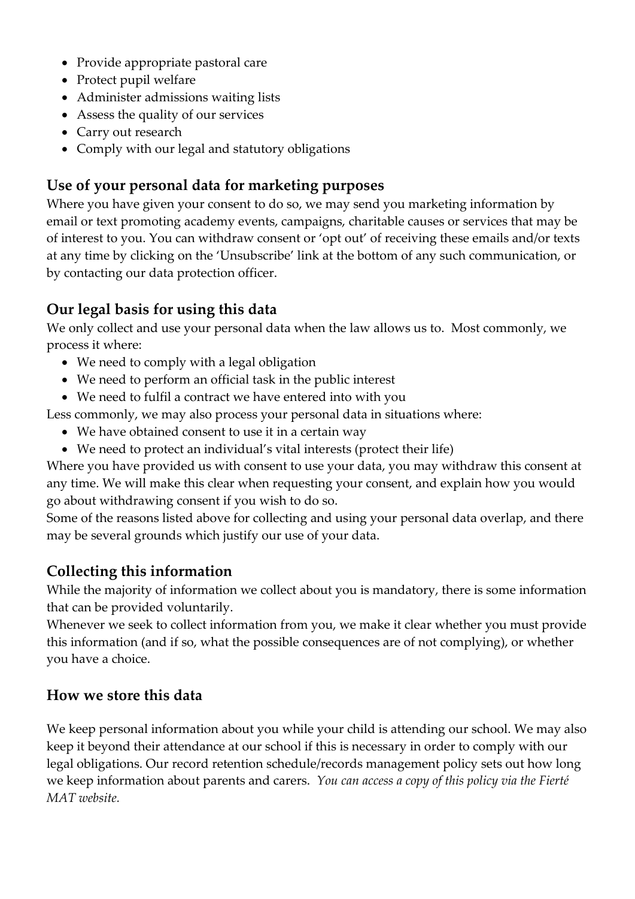- Provide appropriate pastoral care
- Protect pupil welfare
- Administer admissions waiting lists
- Assess the quality of our services
- Carry out research
- Comply with our legal and statutory obligations

## Use of your personal data for marketing purposes

Where you have given your consent to do so, we may send you marketing information by email or text promoting academy events, campaigns, charitable causes or services that may be of interest to you. You can withdraw consent or 'opt out' of receiving these emails and/or texts at any time by clicking on the 'Unsubscribe' link at the bottom of any such communication, or by contacting our data protection officer.

## Our legal basis for using this data

We only collect and use your personal data when the law allows us to. Most commonly, we process it where:

- We need to comply with a legal obligation
- We need to perform an official task in the public interest
- We need to fulfil a contract we have entered into with you

Less commonly, we may also process your personal data in situations where:

- We have obtained consent to use it in a certain way
- We need to protect an individual's vital interests (protect their life)

Where you have provided us with consent to use your data, you may withdraw this consent at any time. We will make this clear when requesting your consent, and explain how you would go about withdrawing consent if you wish to do so.

Some of the reasons listed above for collecting and using your personal data overlap, and there may be several grounds which justify our use of your data.

## Collecting this information

While the majority of information we collect about you is mandatory, there is some information that can be provided voluntarily.

Whenever we seek to collect information from you, we make it clear whether you must provide this information (and if so, what the possible consequences are of not complying), or whether you have a choice.

## How we store this data

We keep personal information about you while your child is attending our school. We may also keep it beyond their attendance at our school if this is necessary in order to comply with our legal obligations. Our record retention schedule/records management policy sets out how long we keep information about parents and carers. *You can access a copy of this policy via the Fierté MAT website.*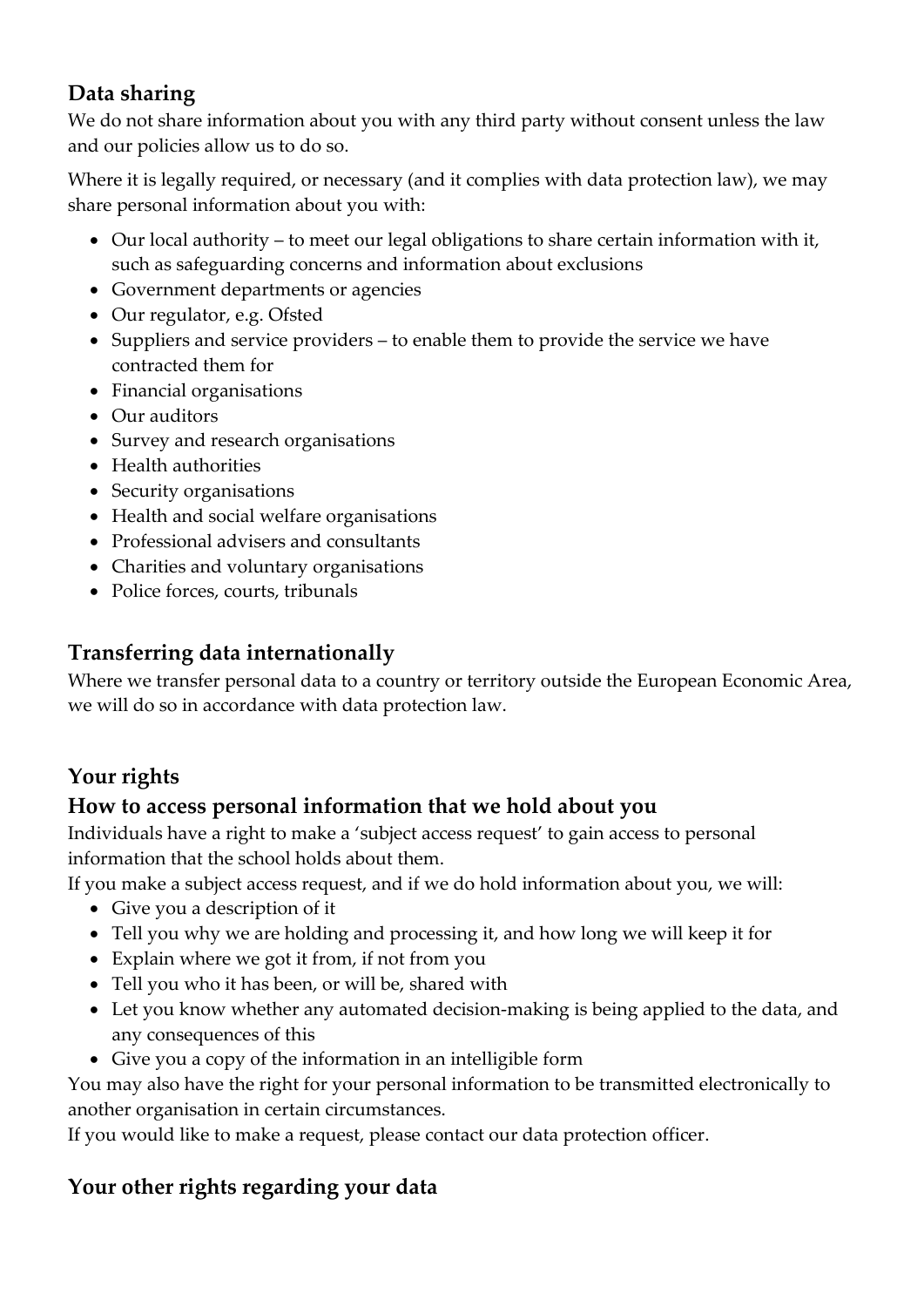## Data sharing

We do not share information about you with any third party without consent unless the law and our policies allow us to do so.

Where it is legally required, or necessary (and it complies with data protection law), we may share personal information about you with:

- Our local authority – to meet our legal obligations to share certain information with it, such as safeguarding concerns and information about exclusions
- Government departments or agencies
- Our regulator, e.g. Ofsted
- Suppliers and service providers – to enable them to provide the service we have contracted them for
- Financial organisations
- Our auditors
- Survey and research organisations
- Health authorities
- Security organisations
- Health and social welfare organisations
- Professional advisers and consultants
- Charities and voluntary organisations
- Police forces, courts, tribunals

## Transferring data internationally

Where we transfer personal data to a country or territory outside the European Economic Area, we will do so in accordance with data protection law.

## Your rights

## How to access personal information that we hold about you

Individuals have a right to make a 'subject access request' to gain access to personal information that the school holds about them.

If you make a subject access request, and if we do hold information about you, we will:

- Give you a description of it
- Tell you why we are holding and processing it, and how long we will keep it for
- Explain where we got it from, if not from you
- Tell you who it has been, or will be, shared with
- Let you know whether any automated decision-making is being applied to the data, and any consequences of this
- Give you a copy of the information in an intelligible form

You may also have the right for your personal information to be transmitted electronically to another organisation in certain circumstances.

If you would like to make a request, please contact our data protection officer.

## Your other rights regarding your data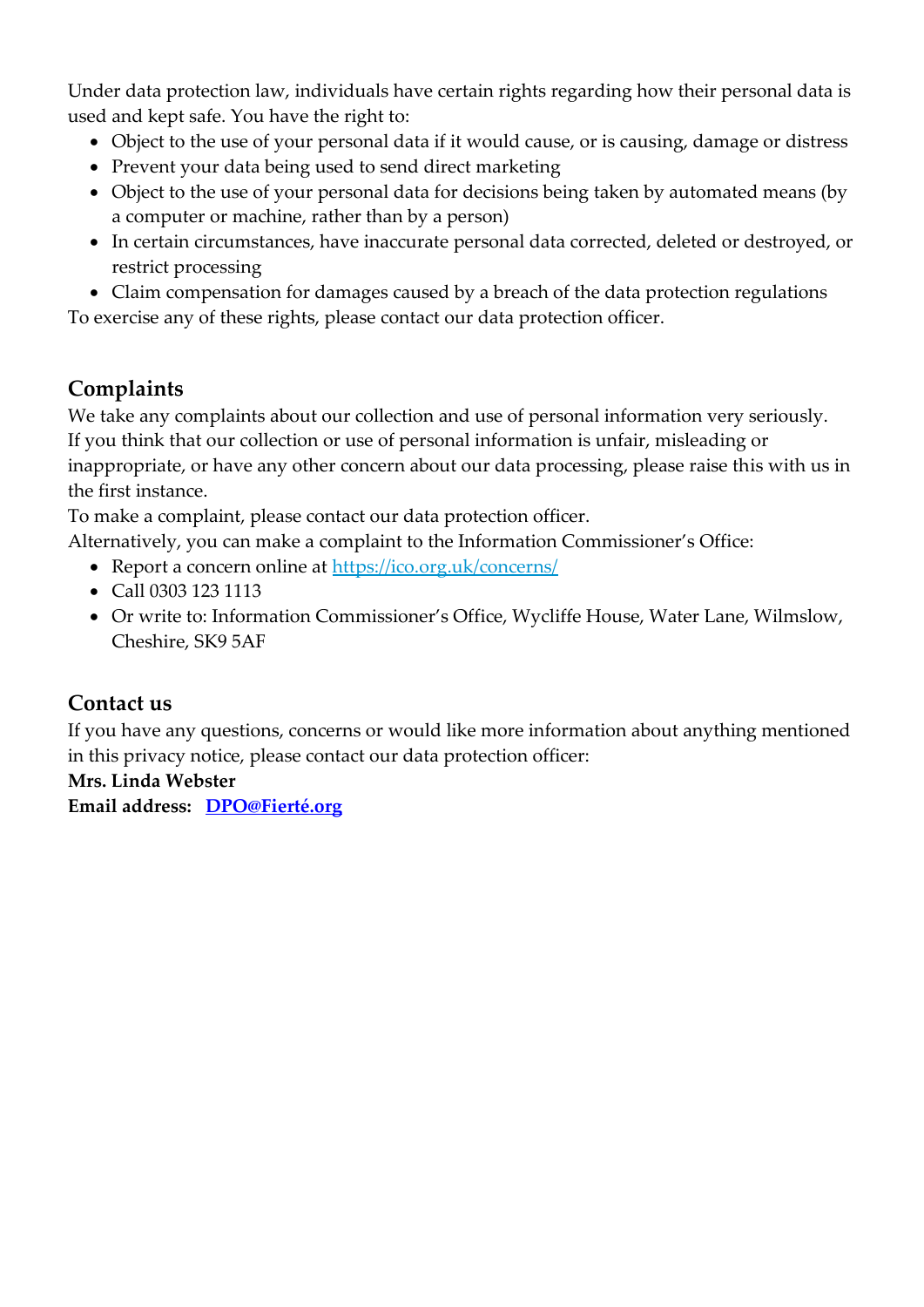Under data protection law, individuals have certain rights regarding how their personal data is used and kept safe. You have the right to:

- Object to the use of your personal data if it would cause, or is causing, damage or distress
- Prevent your data being used to send direct marketing
- Object to the use of your personal data for decisions being taken by automated means (by a computer or machine, rather than by a person)
- In certain circumstances, have inaccurate personal data corrected, deleted or destroyed, or restrict processing
- Claim compensation for damages caused by a breach of the data protection regulations

To exercise any of these rights, please contact our data protection officer.

## Complaints

We take any complaints about our collection and use of personal information very seriously.
If you think that our collection or use of personal information is unfair, misleading or inappropriate, or have any other concern about our data processing, please raise this with us in the first instance.
To make a complaint, please contact our data protection officer.
Alternatively, you can make a complaint to the Information Commissioner's Office:

- Report a concern online at [https://ico.org.uk/concerns/](https://ico.org.uk/concerns/)
- Call 0303 123 1113
- Or write to: Information Commissioner's Office, Wycliffe House, Water Lane, Wilmslow, Cheshire, SK9 5AF

## Contact us

If you have any questions, concerns or would like more information about anything mentioned in this privacy notice, please contact our data protection officer:
**Mrs. Linda Webster**
**Email address: [DPO@Fierté.org](mailto:DPO@Fierté.org)**